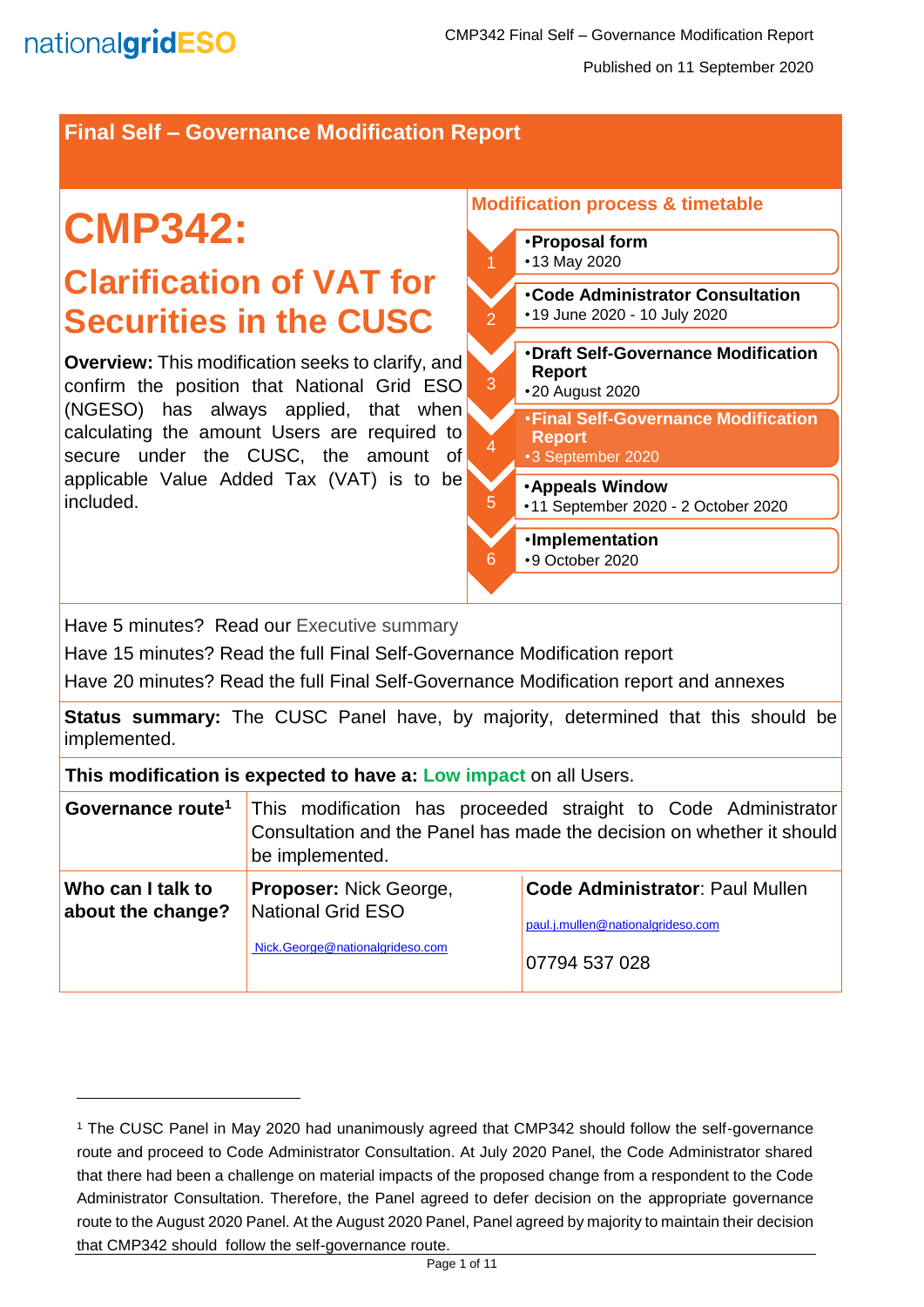# Final Self – Governance Modification Report

# CMP342:

## Clarification of VAT for Securities in the CUSC

**Overview:** This modification seeks to clarify, and confirm the position that National Grid ESO (NGESO) has always applied, that when calculating the amount Users are required to secure under the CUSC, the amount of applicable Value Added Tax (VAT) is to be included.

### Modification process & timetable

1. **Proposal form**
   - 13 May 2020
2. **Code Administrator Consultation**
   - 19 June 2020 - 10 July 2020
3. **Draft Self-Governance Modification Report**
   - 20 August 2020
4. **Final Self-Governance Modification Report**
   - 3 September 2020
5. **Appeals Window**
   - 11 September 2020 - 2 October 2020
6. **Implementation**
   - 9 October 2020

Have 5 minutes? Read our Executive summary

Have 15 minutes? Read the full Final Self-Governance Modification report

Have 20 minutes? Read the full Final Self-Governance Modification report and annexes

**Status summary:** The CUSC Panel have, by majority, determined that this should be implemented.

**This modification is expected to have a: Low impact on all Users.**

| | | |
|---|---|---|
| **Governance route**[1] | This modification has proceeded straight to Code Administrator Consultation and the Panel has made the decision on whether it should be implemented. | |
| **Who can I talk to about the change?** | **Proposer:** Nick George, National Grid ESO<br><br>Nick.George@nationalgrideso.com | **Code Administrator**: Paul Mullen<br><br>paul.j.mullen@nationalgrideso.com<br><br>07794 537 028 |

[1] The CUSC Panel in May 2020 had unanimously agreed that CMP342 should follow the self-governance route and proceed to Code Administrator Consultation. At July 2020 Panel, the Code Administrator shared that there had been a challenge on material impacts of the proposed change from a respondent to the Code Administrator Consultation. Therefore, the Panel agreed to defer decision on the appropriate governance route to the August 2020 Panel. At the August 2020 Panel, Panel agreed by majority to maintain their decision that CMP342 should follow the self-governance route.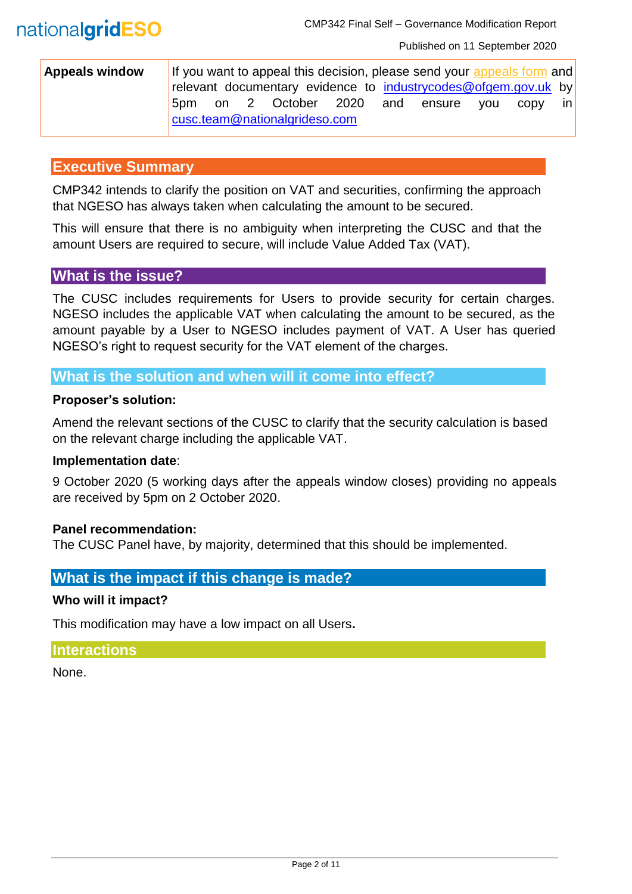| Appeals window | If you want to appeal this decision, please send your appeals form and relevant documentary evidence to industrycodes@ofgem.gov.uk by 5pm on 2 October 2020 and ensure you copy in cusc.team@nationalgrideso.com |
|---|---|

## Executive Summary

CMP342 intends to clarify the position on VAT and securities, confirming the approach that NGESO has always taken when calculating the amount to be secured.

This will ensure that there is no ambiguity when interpreting the CUSC and that the amount Users are required to secure, will include Value Added Tax (VAT).

## What is the issue?

The CUSC includes requirements for Users to provide security for certain charges. NGESO includes the applicable VAT when calculating the amount to be secured, as the amount payable by a User to NGESO includes payment of VAT. A User has queried NGESO's right to request security for the VAT element of the charges.

## What is the solution and when will it come into effect?

**Proposer's solution:**

Amend the relevant sections of the CUSC to clarify that the security calculation is based on the relevant charge including the applicable VAT.

**Implementation date**:

9 October 2020 (5 working days after the appeals window closes) providing no appeals are received by 5pm on 2 October 2020.

**Panel recommendation:**

The CUSC Panel have, by majority, determined that this should be implemented.

## What is the impact if this change is made?

**Who will it impact?**

This modification may have a low impact on all Users**.**

## Interactions

None.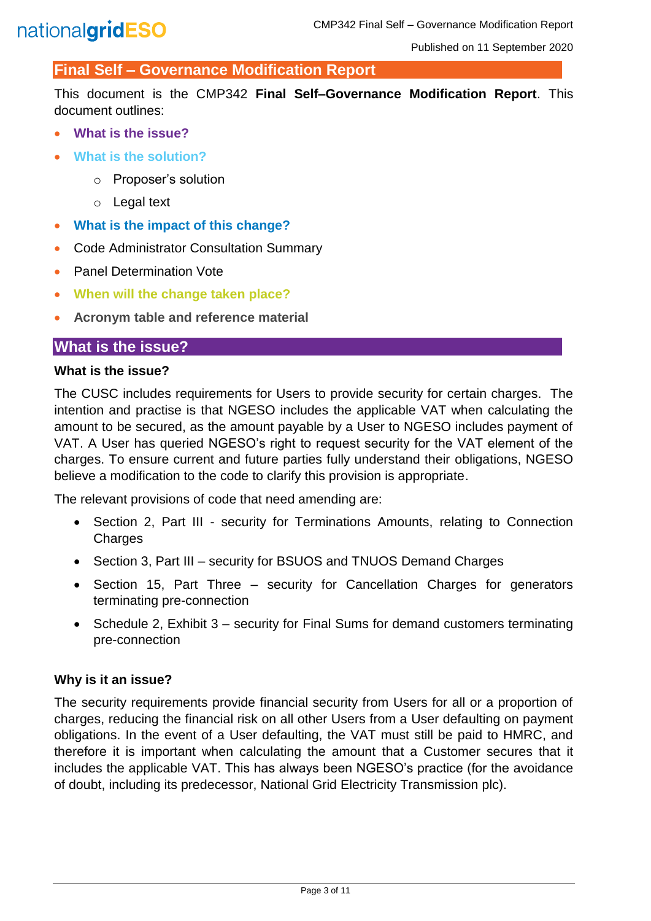## Final Self – Governance Modification Report

This document is the CMP342 **Final Self–Governance Modification Report**. This document outlines:

- **What is the issue?**
- **What is the solution?**
    - Proposer's solution
    - Legal text
- **What is the impact of this change?**
- Code Administrator Consultation Summary
- Panel Determination Vote
- **When will the change taken place?**
- **Acronym table and reference material**

## What is the issue?

### What is the issue?

The CUSC includes requirements for Users to provide security for certain charges. The intention and practise is that NGESO includes the applicable VAT when calculating the amount to be secured, as the amount payable by a User to NGESO includes payment of VAT. A User has queried NGESO's right to request security for the VAT element of the charges. To ensure current and future parties fully understand their obligations, NGESO believe a modification to the code to clarify this provision is appropriate.

The relevant provisions of code that need amending are:

- Section 2, Part III - security for Terminations Amounts, relating to Connection Charges
- Section 3, Part III – security for BSUOS and TNUOS Demand Charges
- Section 15, Part Three – security for Cancellation Charges for generators terminating pre-connection
- Schedule 2, Exhibit 3 – security for Final Sums for demand customers terminating pre-connection

### Why is it an issue?

The security requirements provide financial security from Users for all or a proportion of charges, reducing the financial risk on all other Users from a User defaulting on payment obligations. In the event of a User defaulting, the VAT must still be paid to HMRC, and therefore it is important when calculating the amount that a Customer secures that it includes the applicable VAT. This has always been NGESO's practice (for the avoidance of doubt, including its predecessor, National Grid Electricity Transmission plc).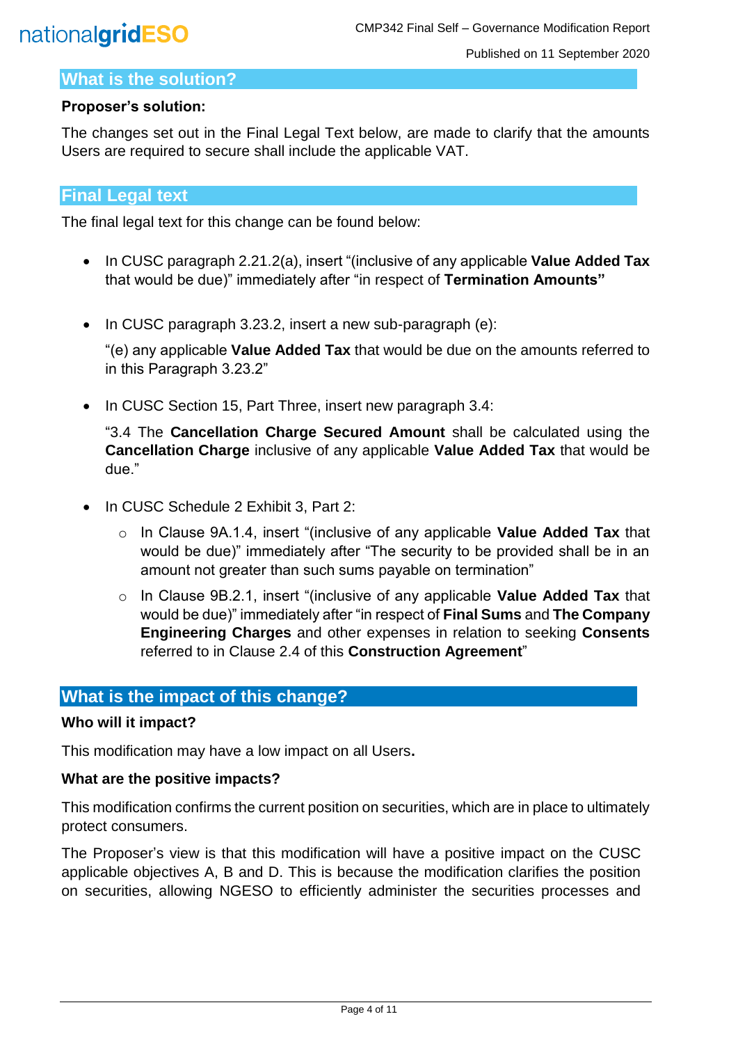## What is the solution?

**Proposer's solution:**

The changes set out in the Final Legal Text below, are made to clarify that the amounts Users are required to secure shall include the applicable VAT.

## Final Legal text

The final legal text for this change can be found below:

- In CUSC paragraph 2.21.2(a), insert "(inclusive of any applicable **Value Added Tax** that would be due)" immediately after "in respect of **Termination Amounts"**

- In CUSC paragraph 3.23.2, insert a new sub-paragraph (e):

  "(e) any applicable **Value Added Tax** that would be due on the amounts referred to in this Paragraph 3.23.2"

- In CUSC Section 15, Part Three, insert new paragraph 3.4:

  "3.4 The **Cancellation Charge Secured Amount** shall be calculated using the **Cancellation Charge** inclusive of any applicable **Value Added Tax** that would be due."

- In CUSC Schedule 2 Exhibit 3, Part 2:
  - In Clause 9A.1.4, insert "(inclusive of any applicable **Value Added Tax** that would be due)" immediately after "The security to be provided shall be in an amount not greater than such sums payable on termination"
  - In Clause 9B.2.1, insert "(inclusive of any applicable **Value Added Tax** that would be due)" immediately after "in respect of **Final Sums** and **The Company Engineering Charges** and other expenses in relation to seeking **Consents** referred to in Clause 2.4 of this **Construction Agreement**"

## What is the impact of this change?

**Who will it impact?**

This modification may have a low impact on all Users**.**

**What are the positive impacts?**

This modification confirms the current position on securities, which are in place to ultimately protect consumers.

The Proposer's view is that this modification will have a positive impact on the CUSC applicable objectives A, B and D. This is because the modification clarifies the position on securities, allowing NGESO to efficiently administer the securities processes and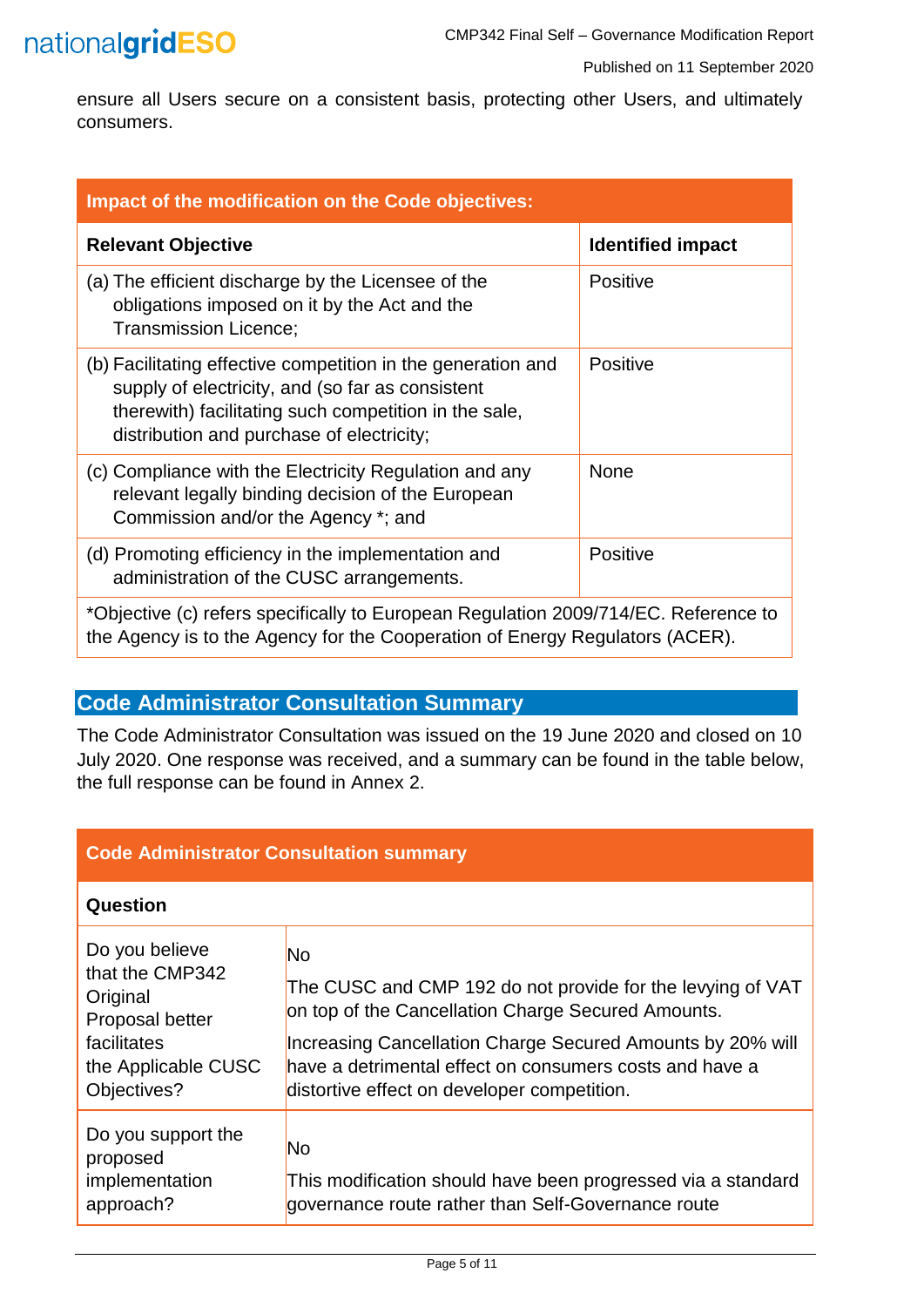ensure all Users secure on a consistent basis, protecting other Users, and ultimately consumers.

| Impact of the modification on the Code objectives: | |
|---|---|
| **Relevant Objective** | **Identified impact** |
| (a) The efficient discharge by the Licensee of the obligations imposed on it by the Act and the Transmission Licence; | Positive |
| (b) Facilitating effective competition in the generation and supply of electricity, and (so far as consistent therewith) facilitating such competition in the sale, distribution and purchase of electricity; | Positive |
| (c) Compliance with the Electricity Regulation and any relevant legally binding decision of the European Commission and/or the Agency *; and | None |
| (d) Promoting efficiency in the implementation and administration of the CUSC arrangements. | Positive |
| *Objective (c) refers specifically to European Regulation 2009/714/EC. Reference to the Agency is to the Agency for the Cooperation of Energy Regulators (ACER). | |

## Code Administrator Consultation Summary

The Code Administrator Consultation was issued on the 19 June 2020 and closed on 10 July 2020. One response was received, and a summary can be found in the table below, the full response can be found in Annex 2.

| Code Administrator Consultation summary | |
|---|---|
| **Question** | |
| Do you believe that the CMP342 Original Proposal better facilitates the Applicable CUSC Objectives? | No<br><br>The CUSC and CMP 192 do not provide for the levying of VAT on top of the Cancellation Charge Secured Amounts.<br><br>Increasing Cancellation Charge Secured Amounts by 20% will have a detrimental effect on consumers costs and have a distortive effect on developer competition. |
| Do you support the proposed implementation approach? | No<br><br>This modification should have been progressed via a standard governance route rather than Self-Governance route |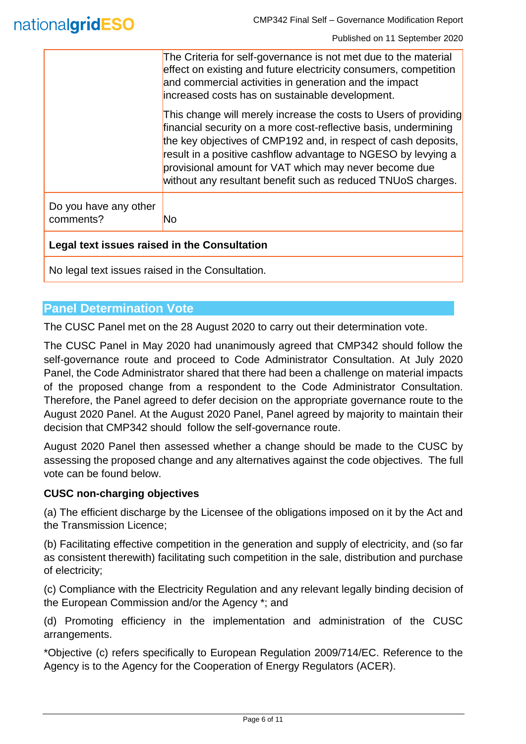| | |
|---|---|
| | The Criteria for self-governance is not met due to the material effect on existing and future electricity consumers, competition and commercial activities in generation and the impact increased costs has on sustainable development.<br><br>This change will merely increase the costs to Users of providing financial security on a more cost-reflective basis, undermining the key objectives of CMP192 and, in respect of cash deposits, result in a positive cashflow advantage to NGESO by levying a provisional amount for VAT which may never become due without any resultant benefit such as reduced TNUoS charges. |
| Do you have any other comments? | No |
| **Legal text issues raised in the Consultation** | |
| No legal text issues raised in the Consultation. | |

## Panel Determination Vote

The CUSC Panel met on the 28 August 2020 to carry out their determination vote.

The CUSC Panel in May 2020 had unanimously agreed that CMP342 should follow the self-governance route and proceed to Code Administrator Consultation. At July 2020 Panel, the Code Administrator shared that there had been a challenge on material impacts of the proposed change from a respondent to the Code Administrator Consultation. Therefore, the Panel agreed to defer decision on the appropriate governance route to the August 2020 Panel. At the August 2020 Panel, Panel agreed by majority to maintain their decision that CMP342 should follow the self-governance route.

August 2020 Panel then assessed whether a change should be made to the CUSC by assessing the proposed change and any alternatives against the code objectives. The full vote can be found below.

**CUSC non-charging objectives**

(a) The efficient discharge by the Licensee of the obligations imposed on it by the Act and the Transmission Licence;

(b) Facilitating effective competition in the generation and supply of electricity, and (so far as consistent therewith) facilitating such competition in the sale, distribution and purchase of electricity;

(c) Compliance with the Electricity Regulation and any relevant legally binding decision of the European Commission and/or the Agency *; and

(d) Promoting efficiency in the implementation and administration of the CUSC arrangements.

*Objective (c) refers specifically to European Regulation 2009/714/EC. Reference to the Agency is to the Agency for the Cooperation of Energy Regulators (ACER).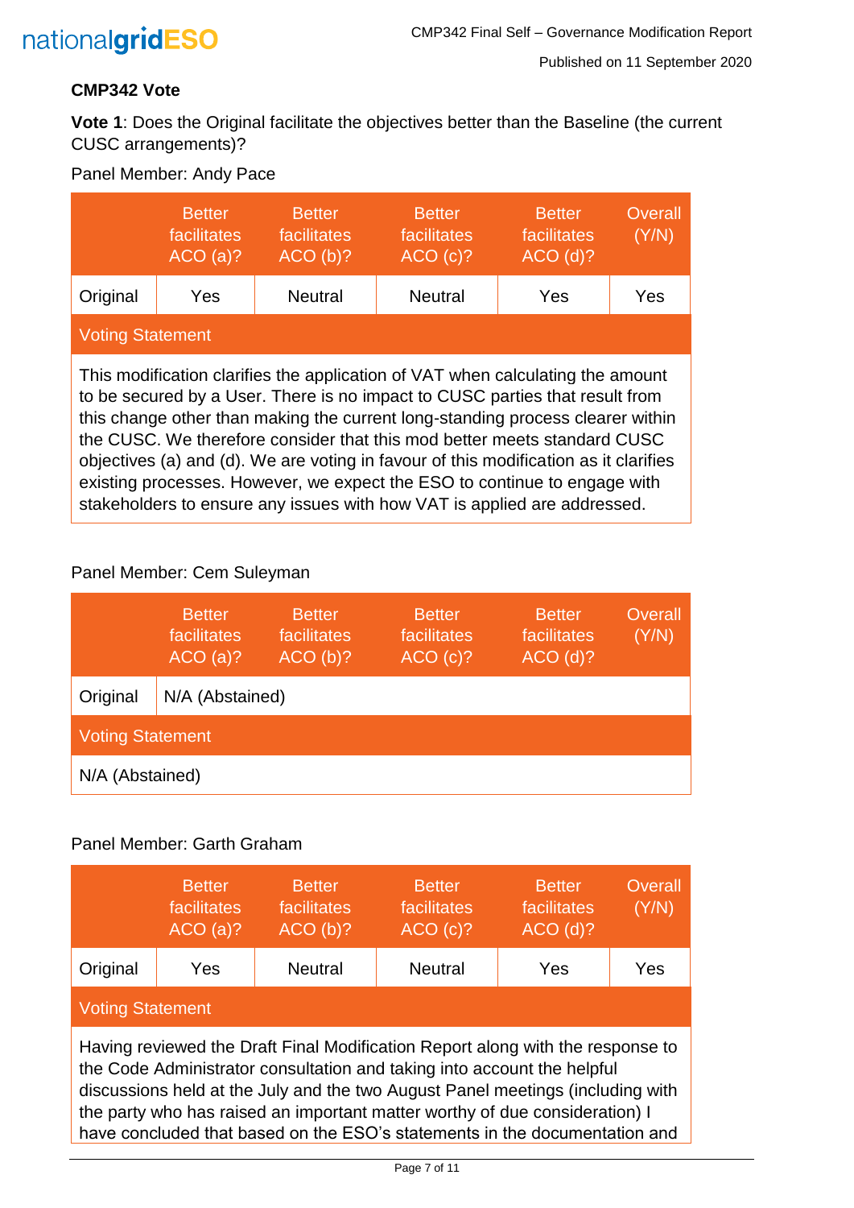**CMP342 Vote**

**Vote 1**: Does the Original facilitate the objectives better than the Baseline (the current CUSC arrangements)?

Panel Member: Andy Pace

| | Better facilitates ACO (a)? | Better facilitates ACO (b)? | Better facilitates ACO (c)? | Better facilitates ACO (d)? | Overall (Y/N) |
|---|---|---|---|---|---|
| Original | Yes | Neutral | Neutral | Yes | Yes |
| Voting Statement | | | | | |
| This modification clarifies the application of VAT when calculating the amount to be secured by a User. There is no impact to CUSC parties that result from this change other than making the current long-standing process clearer within the CUSC. We therefore consider that this mod better meets standard CUSC objectives (a) and (d). We are voting in favour of this modification as it clarifies existing processes. However, we expect the ESO to continue to engage with stakeholders to ensure any issues with how VAT is applied are addressed. | | | | | |

Panel Member: Cem Suleyman

| | Better facilitates ACO (a)? | Better facilitates ACO (b)? | Better facilitates ACO (c)? | Better facilitates ACO (d)? | Overall (Y/N) |
|---|---|---|---|---|---|
| Original | N/A (Abstained) | | | | |
| Voting Statement | | | | | |
| N/A (Abstained) | | | | | |

Panel Member: Garth Graham

| | Better facilitates ACO (a)? | Better facilitates ACO (b)? | Better facilitates ACO (c)? | Better facilitates ACO (d)? | Overall (Y/N) |
|---|---|---|---|---|---|
| Original | Yes | Neutral | Neutral | Yes | Yes |
| Voting Statement | | | | | |
| Having reviewed the Draft Final Modification Report along with the response to the Code Administrator consultation and taking into account the helpful discussions held at the July and the two August Panel meetings (including with the party who has raised an important matter worthy of due consideration) I have concluded that based on the ESO's statements in the documentation and | | | | | |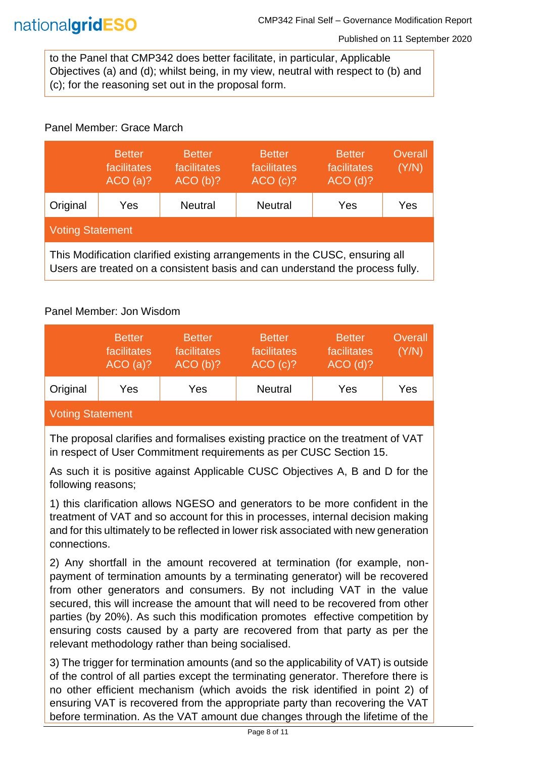to the Panel that CMP342 does better facilitate, in particular, Applicable Objectives (a) and (d); whilst being, in my view, neutral with respect to (b) and (c); for the reasoning set out in the proposal form.

Panel Member: Grace March

| | Better facilitates ACO (a)? | Better facilitates ACO (b)? | Better facilitates ACO (c)? | Better facilitates ACO (d)? | Overall (Y/N) |
|---|---|---|---|---|---|
| Original | Yes | Neutral | Neutral | Yes | Yes |

**Voting Statement**

This Modification clarified existing arrangements in the CUSC, ensuring all Users are treated on a consistent basis and can understand the process fully.

Panel Member: Jon Wisdom

| | Better facilitates ACO (a)? | Better facilitates ACO (b)? | Better facilitates ACO (c)? | Better facilitates ACO (d)? | Overall (Y/N) |
|---|---|---|---|---|---|
| Original | Yes | Yes | Neutral | Yes | Yes |

**Voting Statement**

The proposal clarifies and formalises existing practice on the treatment of VAT in respect of User Commitment requirements as per CUSC Section 15.

As such it is positive against Applicable CUSC Objectives A, B and D for the following reasons;

1) this clarification allows NGESO and generators to be more confident in the treatment of VAT and so account for this in processes, internal decision making and for this ultimately to be reflected in lower risk associated with new generation connections.

2) Any shortfall in the amount recovered at termination (for example, non-payment of termination amounts by a terminating generator) will be recovered from other generators and consumers. By not including VAT in the value secured, this will increase the amount that will need to be recovered from other parties (by 20%). As such this modification promotes effective competition by ensuring costs caused by a party are recovered from that party as per the relevant methodology rather than being socialised.

3) The trigger for termination amounts (and so the applicability of VAT) is outside of the control of all parties except the terminating generator. Therefore there is no other efficient mechanism (which avoids the risk identified in point 2) of ensuring VAT is recovered from the appropriate party than recovering the VAT before termination. As the VAT amount due changes through the lifetime of the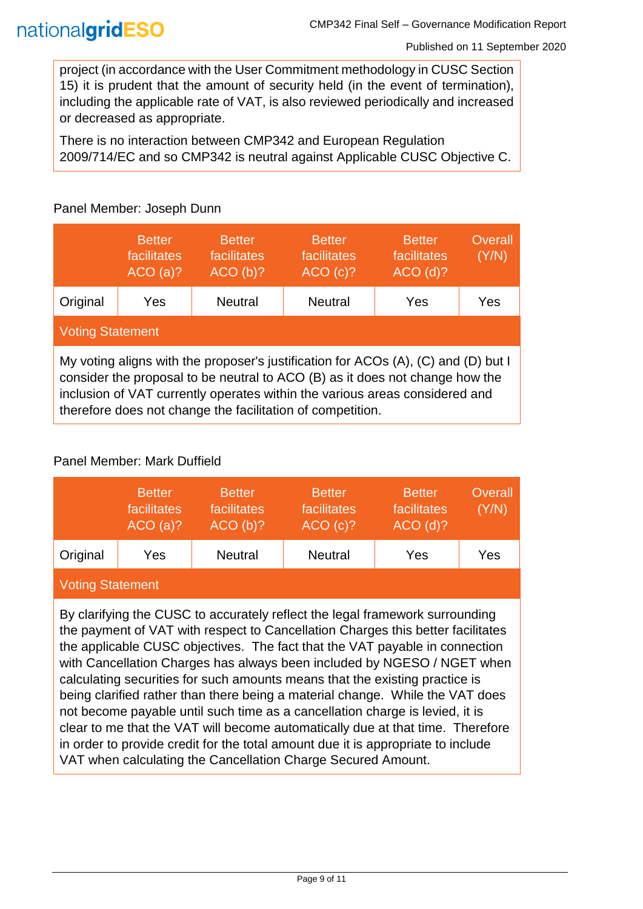project (in accordance with the User Commitment methodology in CUSC Section 15) it is prudent that the amount of security held (in the event of termination), including the applicable rate of VAT, is also reviewed periodically and increased or decreased as appropriate.

There is no interaction between CMP342 and European Regulation 2009/714/EC and so CMP342 is neutral against Applicable CUSC Objective C.

Panel Member: Joseph Dunn

| | Better facilitates ACO (a)? | Better facilitates ACO (b)? | Better facilitates ACO (c)? | Better facilitates ACO (d)? | Overall (Y/N) |
|---|---|---|---|---|---|
| Original | Yes | Neutral | Neutral | Yes | Yes |

**Voting Statement**

My voting aligns with the proposer's justification for ACOs (A), (C) and (D) but I consider the proposal to be neutral to ACO (B) as it does not change how the inclusion of VAT currently operates within the various areas considered and therefore does not change the facilitation of competition.

Panel Member: Mark Duffield

| | Better facilitates ACO (a)? | Better facilitates ACO (b)? | Better facilitates ACO (c)? | Better facilitates ACO (d)? | Overall (Y/N) |
|---|---|---|---|---|---|
| Original | Yes | Neutral | Neutral | Yes | Yes |

**Voting Statement**

By clarifying the CUSC to accurately reflect the legal framework surrounding the payment of VAT with respect to Cancellation Charges this better facilitates the applicable CUSC objectives. The fact that the VAT payable in connection with Cancellation Charges has always been included by NGESO / NGET when calculating securities for such amounts means that the existing practice is being clarified rather than there being a material change. While the VAT does not become payable until such time as a cancellation charge is levied, it is clear to me that the VAT will become automatically due at that time. Therefore in order to provide credit for the total amount due it is appropriate to include VAT when calculating the Cancellation Charge Secured Amount.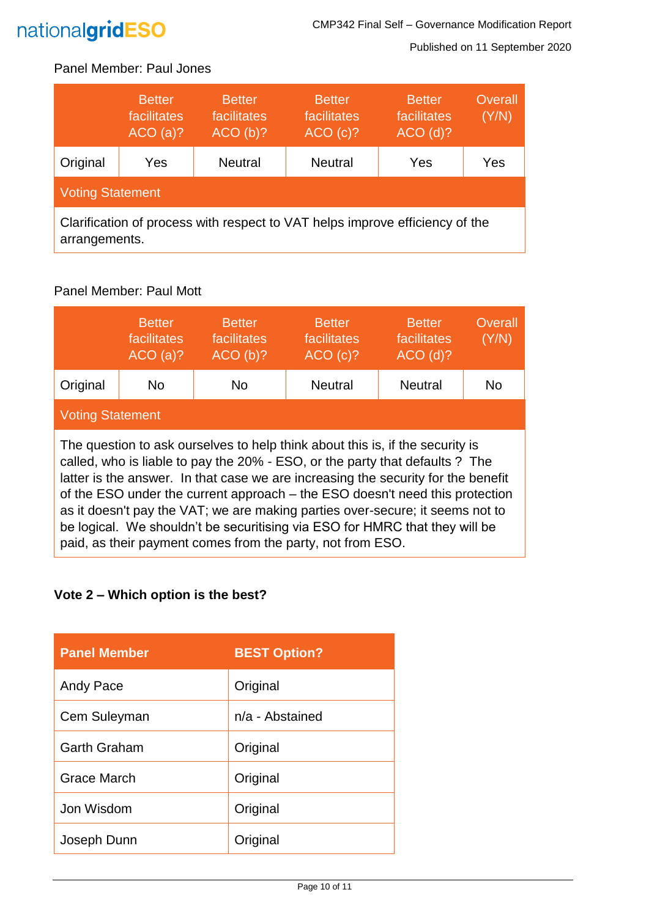Panel Member: Paul Jones

| | Better facilitates ACO (a)? | Better facilitates ACO (b)? | Better facilitates ACO (c)? | Better facilitates ACO (d)? | Overall (Y/N) |
|---|---|---|---|---|---|
| Original | Yes | Neutral | Neutral | Yes | Yes |
| Voting Statement | | | | | |
| Clarification of process with respect to VAT helps improve efficiency of the arrangements. | | | | | |

Panel Member: Paul Mott

| | Better facilitates ACO (a)? | Better facilitates ACO (b)? | Better facilitates ACO (c)? | Better facilitates ACO (d)? | Overall (Y/N) |
|---|---|---|---|---|---|
| Original | No | No | Neutral | Neutral | No |
| Voting Statement | | | | | |
| The question to ask ourselves to help think about this is, if the security is called, who is liable to pay the 20% - ESO, or the party that defaults ? The latter is the answer. In that case we are increasing the security for the benefit of the ESO under the current approach – the ESO doesn't need this protection as it doesn't pay the VAT; we are making parties over-secure; it seems not to be logical. We shouldn't be securitising via ESO for HMRC that they will be paid, as their payment comes from the party, not from ESO. | | | | | |

**Vote 2 – Which option is the best?**

| Panel Member | BEST Option? |
|---|---|
| Andy Pace | Original |
| Cem Suleyman | n/a - Abstained |
| Garth Graham | Original |
| Grace March | Original |
| Jon Wisdom | Original |
| Joseph Dunn | Original |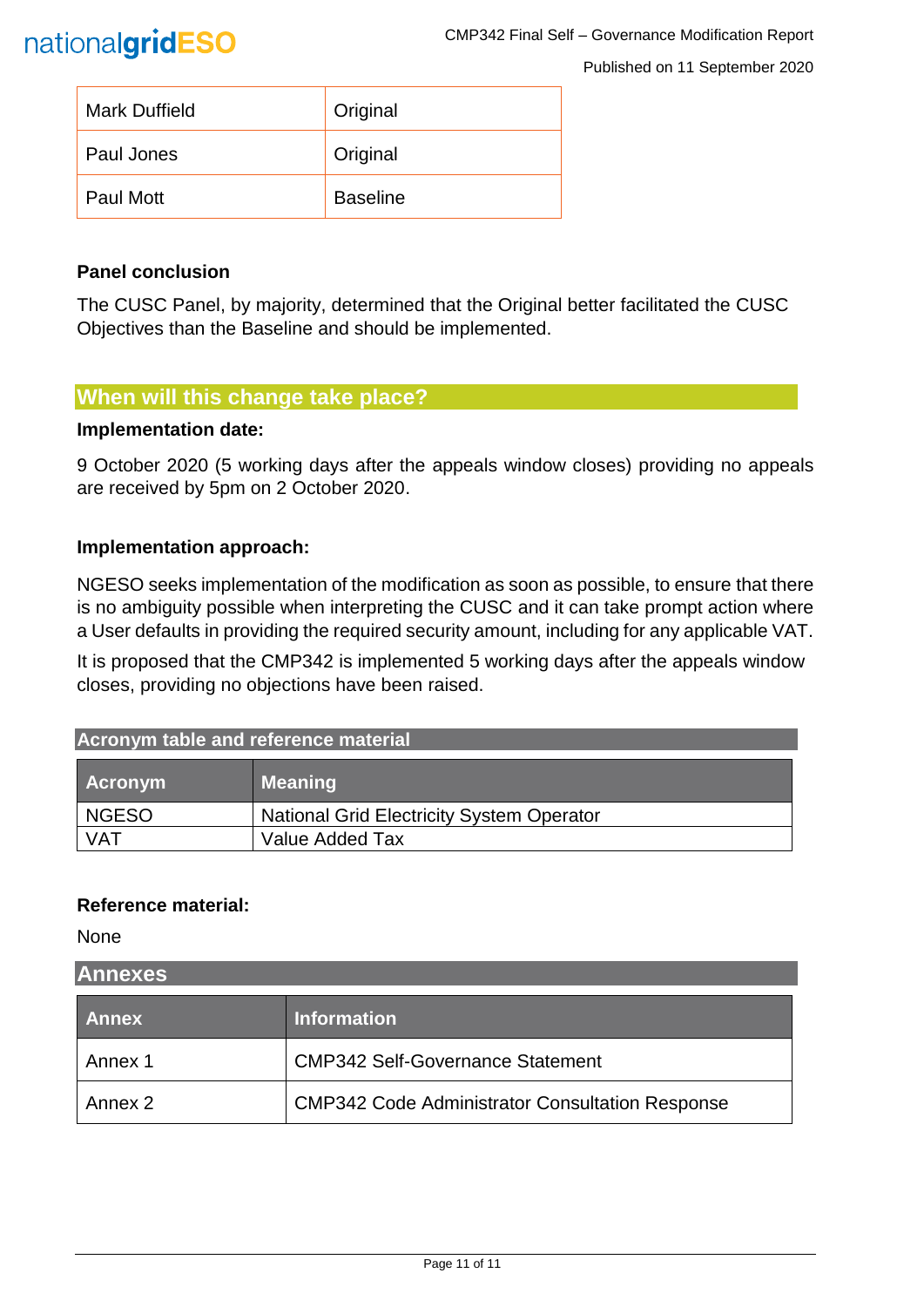| | |
|---|---|
| Mark Duffield | Original |
| Paul Jones | Original |
| Paul Mott | Baseline |

**Panel conclusion**

The CUSC Panel, by majority, determined that the Original better facilitated the CUSC Objectives than the Baseline and should be implemented.

## When will this change take place?

**Implementation date:**

9 October 2020 (5 working days after the appeals window closes) providing no appeals are received by 5pm on 2 October 2020.

**Implementation approach:**

NGESO seeks implementation of the modification as soon as possible, to ensure that there is no ambiguity possible when interpreting the CUSC and it can take prompt action where a User defaults in providing the required security amount, including for any applicable VAT.

It is proposed that the CMP342 is implemented 5 working days after the appeals window closes, providing no objections have been raised.

## Acronym table and reference material

| Acronym | Meaning |
|---|---|
| NGESO | National Grid Electricity System Operator |
| VAT | Value Added Tax |

**Reference material:**

None

## Annexes

| Annex | Information |
|---|---|
| Annex 1 | CMP342 Self-Governance Statement |
| Annex 2 | CMP342 Code Administrator Consultation Response |